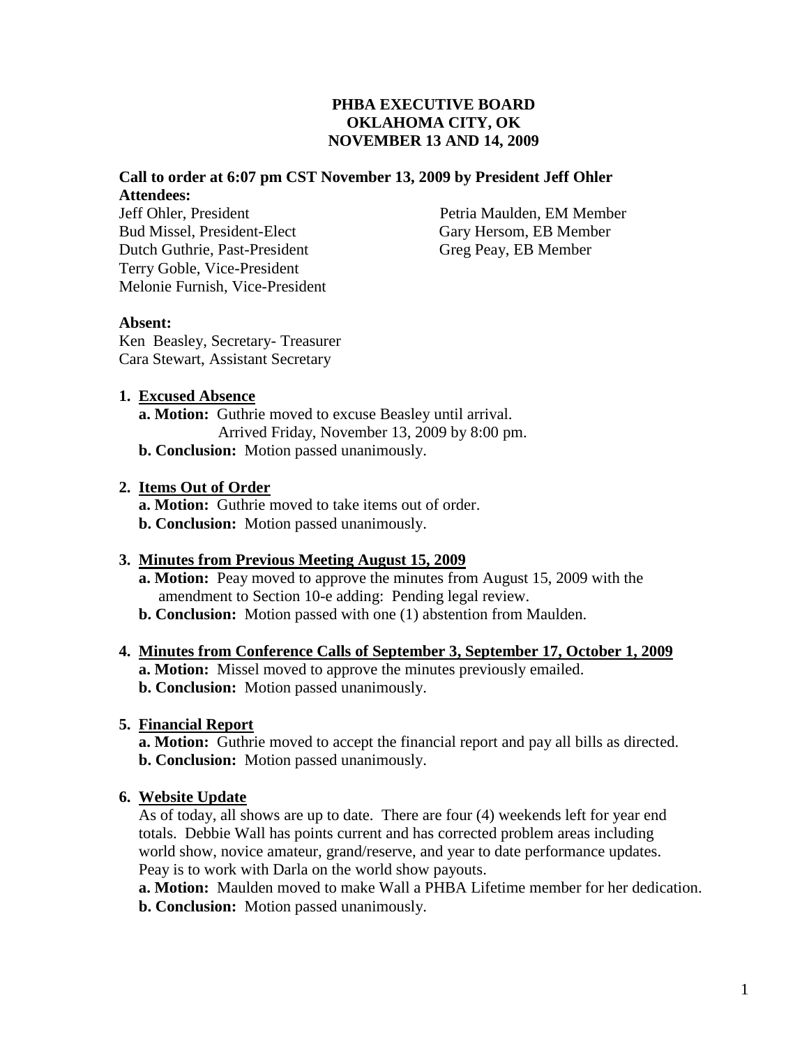# PHBA EXECUTIVE BOARD
# OKLAHOMA CITY, OK
# NOVEMBER 13 AND 14, 2009

**Call to order at 6:07 pm CST November 13, 2009 by President Jeff Ohler**

**Attendees:**

Jeff Ohler, President
Bud Missel, President-Elect
Dutch Guthrie, Past-President
Terry Goble, Vice-President
Melonie Furnish, Vice-President
Petria Maulden, EM Member
Gary Hersom, EB Member
Greg Peay, EB Member

**Absent:**

Ken Beasley, Secretary- Treasurer
Cara Stewart, Assistant Secretary

1. **Excused Absence**
   **a. Motion:** Guthrie moved to excuse Beasley until arrival.
   Arrived Friday, November 13, 2009 by 8:00 pm.
   **b. Conclusion:** Motion passed unanimously.

2. **Items Out of Order**
   **a. Motion:** Guthrie moved to take items out of order.
   **b. Conclusion:** Motion passed unanimously.

3. **Minutes from Previous Meeting August 15, 2009**
   **a. Motion:** Peay moved to approve the minutes from August 15, 2009 with the amendment to Section 10-e adding: Pending legal review.
   **b. Conclusion:** Motion passed with one (1) abstention from Maulden.

4. **Minutes from Conference Calls of September 3, September 17, October 1, 2009**
   **a. Motion:** Missel moved to approve the minutes previously emailed.
   **b. Conclusion:** Motion passed unanimously.

5. **Financial Report**
   **a. Motion:** Guthrie moved to accept the financial report and pay all bills as directed.
   **b. Conclusion:** Motion passed unanimously.

6. **Website Update**
   As of today, all shows are up to date. There are four (4) weekends left for year end totals. Debbie Wall has points current and has corrected problem areas including world show, novice amateur, grand/reserve, and year to date performance updates. Peay is to work with Darla on the world show payouts.
   **a. Motion:** Maulden moved to make Wall a PHBA Lifetime member for her dedication.
   **b. Conclusion:** Motion passed unanimously.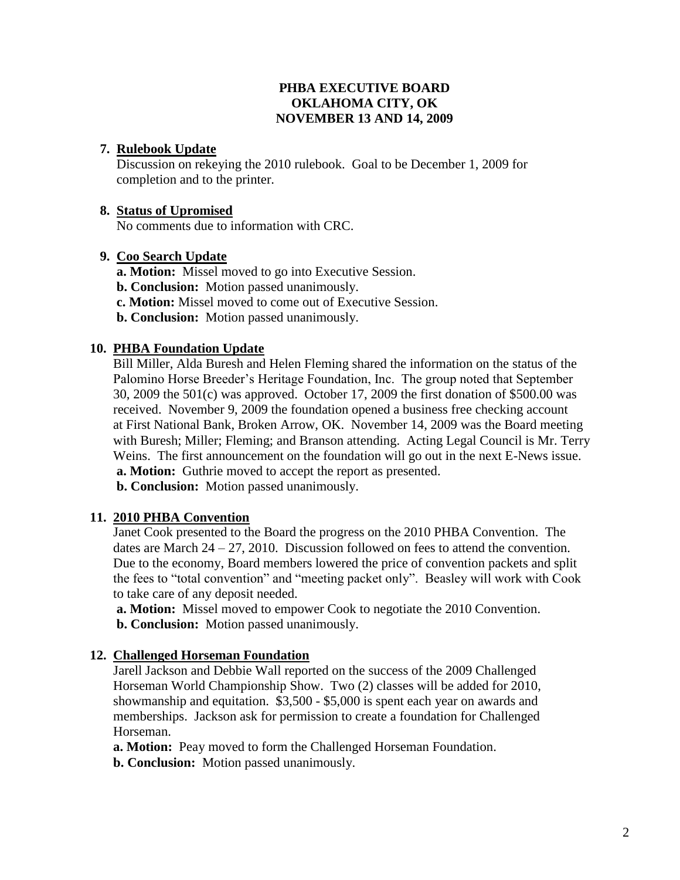**PHBA EXECUTIVE BOARD**
**OKLAHOMA CITY, OK**
**NOVEMBER 13 AND 14, 2009**

7. **Rulebook Update**
   Discussion on rekeying the 2010 rulebook. Goal to be December 1, 2009 for completion and to the printer.

8. **Status of Upromised**
   No comments due to information with CRC.

9. **Coo Search Update**
   **a. Motion:** Missel moved to go into Executive Session.
   **b. Conclusion:** Motion passed unanimously.
   **c. Motion:** Missel moved to come out of Executive Session.
   **b. Conclusion:** Motion passed unanimously.

10. **PHBA Foundation Update**
    Bill Miller, Alda Buresh and Helen Fleming shared the information on the status of the Palomino Horse Breeder's Heritage Foundation, Inc. The group noted that September 30, 2009 the 501(c) was approved. October 17, 2009 the first donation of $500.00 was received. November 9, 2009 the foundation opened a business free checking account at First National Bank, Broken Arrow, OK. November 14, 2009 was the Board meeting with Buresh; Miller; Fleming; and Branson attending. Acting Legal Council is Mr. Terry Weins. The first announcement on the foundation will go out in the next E-News issue.
    **a. Motion:** Guthrie moved to accept the report as presented.
    **b. Conclusion:** Motion passed unanimously.

11. **2010 PHBA Convention**
    Janet Cook presented to the Board the progress on the 2010 PHBA Convention. The dates are March 24 – 27, 2010. Discussion followed on fees to attend the convention. Due to the economy, Board members lowered the price of convention packets and split the fees to "total convention" and "meeting packet only". Beasley will work with Cook to take care of any deposit needed.
    **a. Motion:** Missel moved to empower Cook to negotiate the 2010 Convention.
    **b. Conclusion:** Motion passed unanimously.

12. **Challenged Horseman Foundation**
    Jarell Jackson and Debbie Wall reported on the success of the 2009 Challenged Horseman World Championship Show. Two (2) classes will be added for 2010, showmanship and equitation. $3,500 - $5,000 is spent each year on awards and memberships. Jackson ask for permission to create a foundation for Challenged Horseman.
    **a. Motion:** Peay moved to form the Challenged Horseman Foundation.
    **b. Conclusion:** Motion passed unanimously.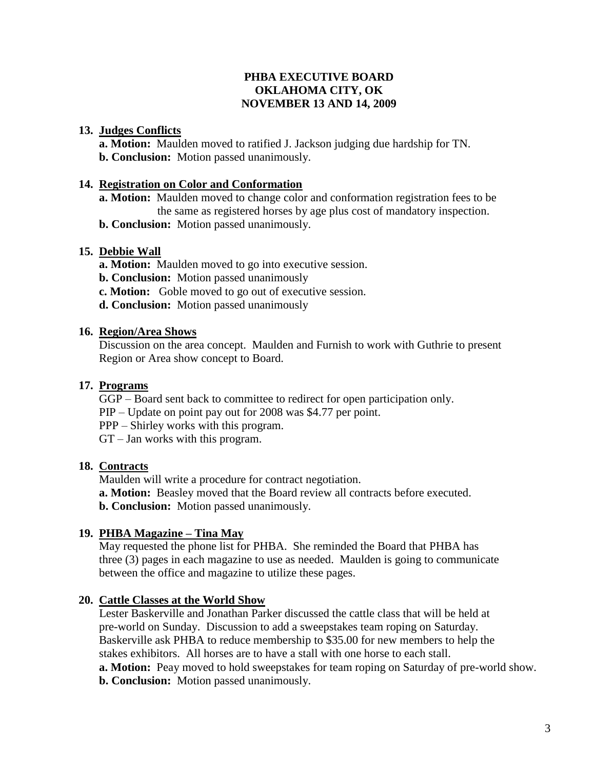**PHBA EXECUTIVE BOARD**
**OKLAHOMA CITY, OK**
**NOVEMBER 13 AND 14, 2009**

**13. Judges Conflicts**

**a. Motion:** Maulden moved to ratified J. Jackson judging due hardship for TN.
**b. Conclusion:** Motion passed unanimously.

**14. Registration on Color and Conformation**

**a. Motion:** Maulden moved to change color and conformation registration fees to be the same as registered horses by age plus cost of mandatory inspection.
**b. Conclusion:** Motion passed unanimously.

**15. Debbie Wall**

**a. Motion:** Maulden moved to go into executive session.
**b. Conclusion:** Motion passed unanimously
**c. Motion:** Goble moved to go out of executive session.
**d. Conclusion:** Motion passed unanimously

**16. Region/Area Shows**

Discussion on the area concept. Maulden and Furnish to work with Guthrie to present Region or Area show concept to Board.

**17. Programs**

GGP – Board sent back to committee to redirect for open participation only.
PIP – Update on point pay out for 2008 was $4.77 per point.
PPP – Shirley works with this program.
GT – Jan works with this program.

**18. Contracts**

Maulden will write a procedure for contract negotiation.
**a. Motion:** Beasley moved that the Board review all contracts before executed.
**b. Conclusion:** Motion passed unanimously.

**19. PHBA Magazine – Tina May**

May requested the phone list for PHBA. She reminded the Board that PHBA has three (3) pages in each magazine to use as needed. Maulden is going to communicate between the office and magazine to utilize these pages.

**20. Cattle Classes at the World Show**

Lester Baskerville and Jonathan Parker discussed the cattle class that will be held at pre-world on Sunday. Discussion to add a sweepstakes team roping on Saturday. Baskerville ask PHBA to reduce membership to $35.00 for new members to help the stakes exhibitors. All horses are to have a stall with one horse to each stall.
**a. Motion:** Peay moved to hold sweepstakes for team roping on Saturday of pre-world show.
**b. Conclusion:** Motion passed unanimously.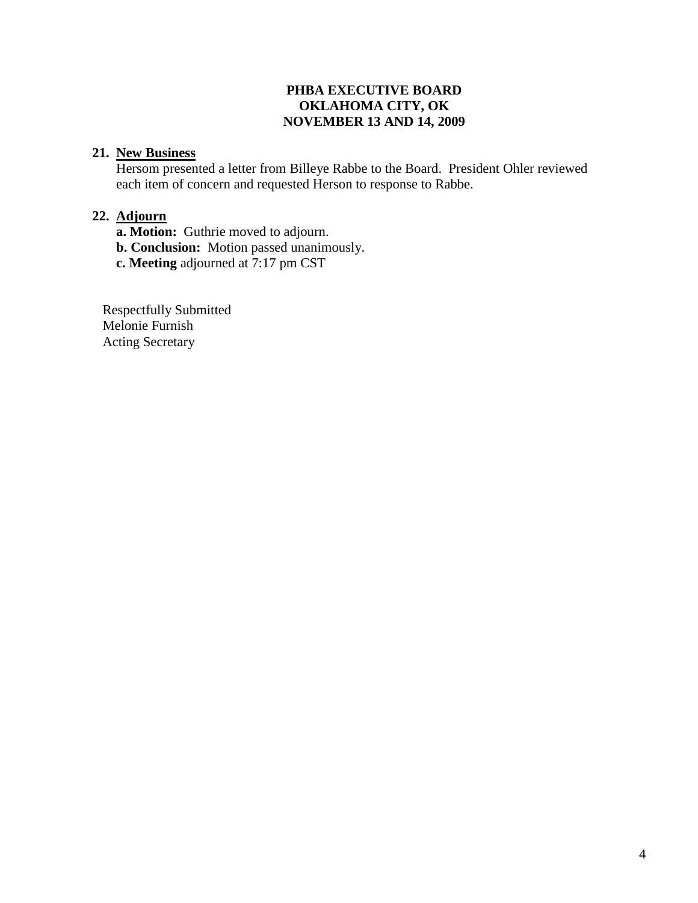**PHBA EXECUTIVE BOARD**
**OKLAHOMA CITY, OK**
**NOVEMBER 13 AND 14, 2009**

21. **New Business**
    Hersom presented a letter from Billeye Rabbe to the Board. President Ohler reviewed each item of concern and requested Herson to response to Rabbe.

22. **Adjourn**
    **a. Motion:** Guthrie moved to adjourn.
    **b. Conclusion:** Motion passed unanimously.
    **c. Meeting** adjourned at 7:17 pm CST

Respectfully Submitted
Melonie Furnish
Acting Secretary